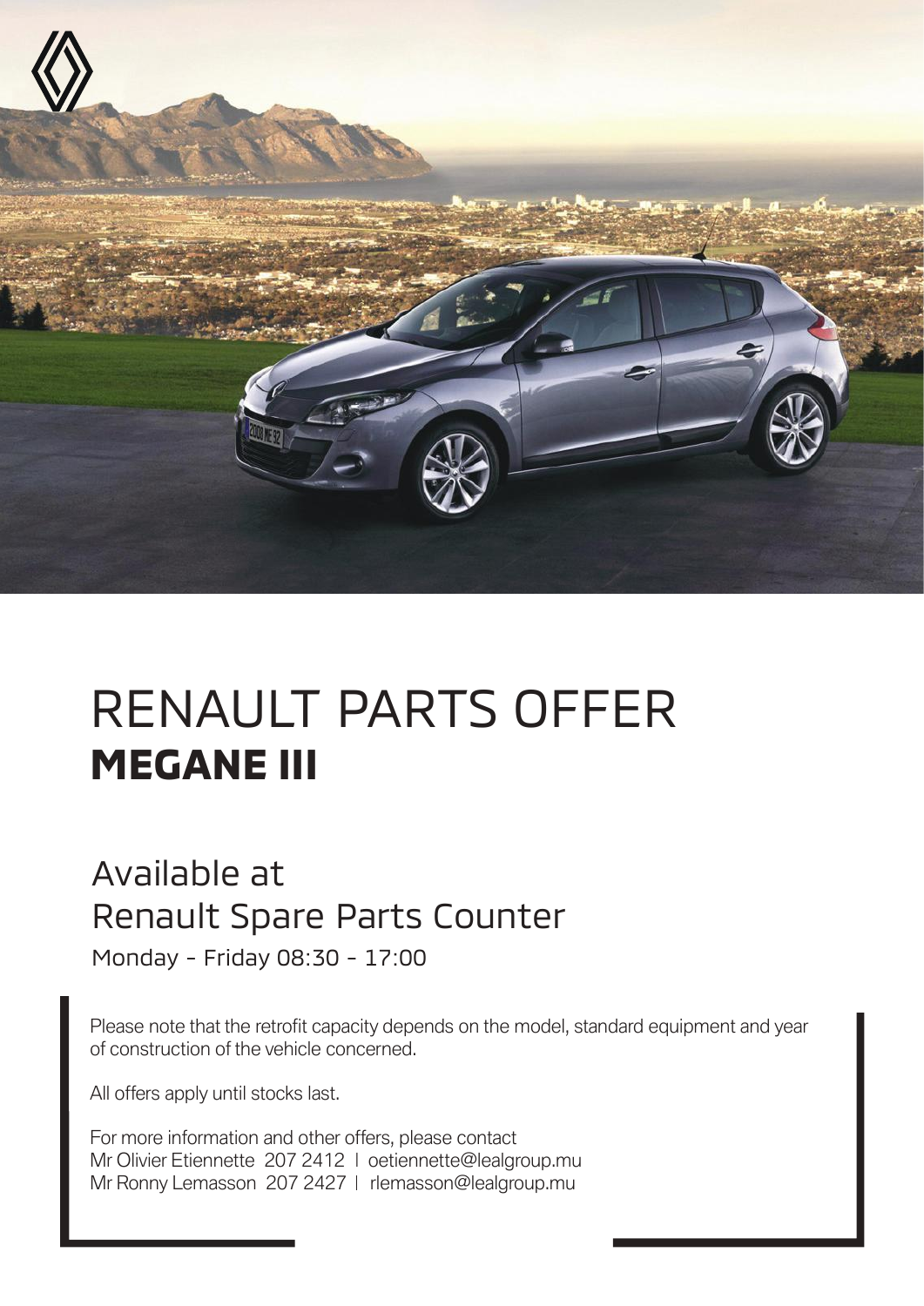# RENAULT PARTS OFFER
## MEGANE III

## Available at
## Renault Spare Parts Counter

Monday - Friday 08:30 - 17:00

Please note that the retrofit capacity depends on the model, standard equipment and year of construction of the vehicle concerned.

All offers apply until stocks last.

For more information and other offers, please contact
Mr Olivier Etiennette 207 2412 | oetiennette@lealgroup.mu
Mr Ronny Lemasson 207 2427 | rlemasson@lealgroup.mu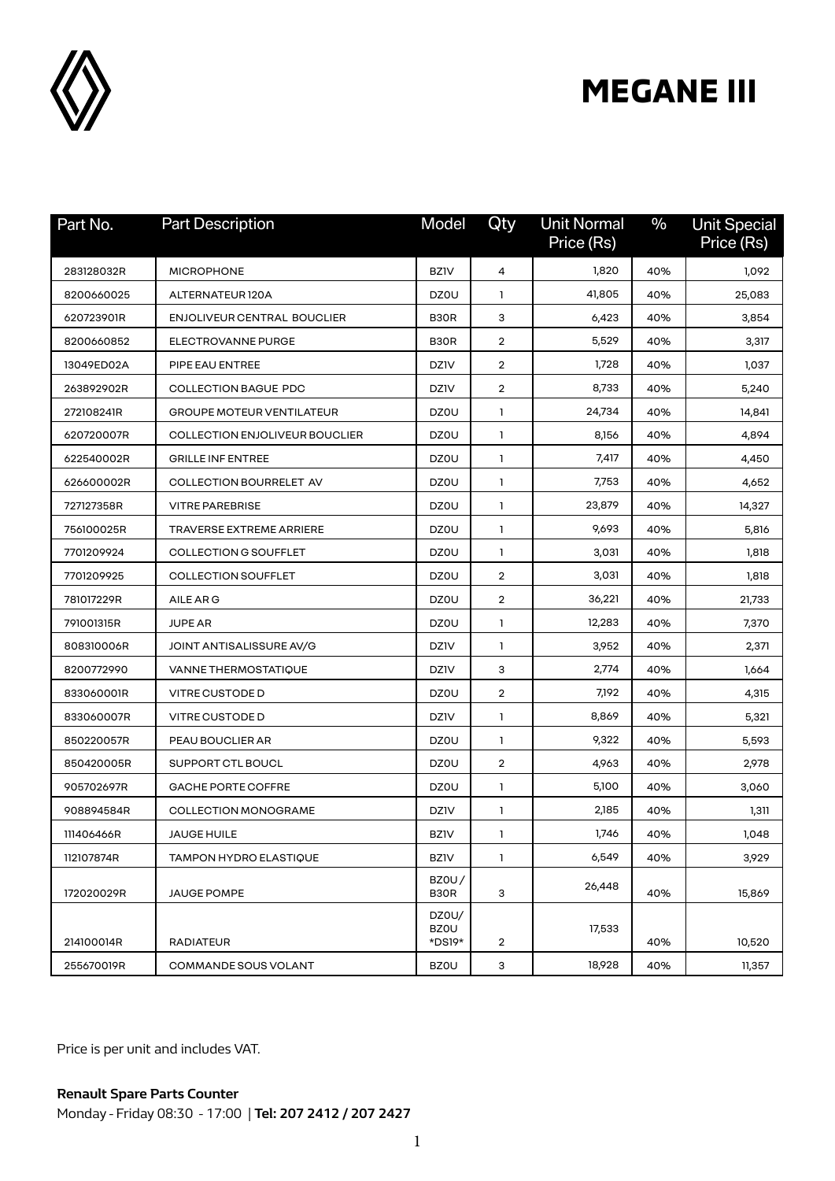# MEGANE III

| Part No. | Part Description | Model | Qty | Unit Normal Price (Rs) | % | Unit Special Price (Rs) |
|---|---|---|---|---|---|---|
| 283128032R | MICROPHONE | BZ1V | 4 | 1,820 | 40% | 1,092 |
| 8200660025 | ALTERNATEUR 120A | DZ0U | 1 | 41,805 | 40% | 25,083 |
| 620723901R | ENJOLIVEUR CENTRAL BOUCLIER | B30R | 3 | 6,423 | 40% | 3,854 |
| 8200660852 | ELECTROVANNE PURGE | B30R | 2 | 5,529 | 40% | 3,317 |
| 13049ED02A | PIPE EAU ENTREE | DZ1V | 2 | 1,728 | 40% | 1,037 |
| 263892902R | COLLECTION BAGUE PDC | DZ1V | 2 | 8,733 | 40% | 5,240 |
| 272108241R | GROUPE MOTEUR VENTILATEUR | DZ0U | 1 | 24,734 | 40% | 14,841 |
| 620720007R | COLLECTION ENJOLIVEUR BOUCLIER | DZ0U | 1 | 8,156 | 40% | 4,894 |
| 622540002R | GRILLE INF ENTREE | DZ0U | 1 | 7,417 | 40% | 4,450 |
| 626600002R | COLLECTION BOURRELET AV | DZ0U | 1 | 7,753 | 40% | 4,652 |
| 727127358R | VITRE PAREBRISE | DZ0U | 1 | 23,879 | 40% | 14,327 |
| 756100025R | TRAVERSE EXTREME ARRIERE | DZ0U | 1 | 9,693 | 40% | 5,816 |
| 7701209924 | COLLECTION G SOUFFLET | DZ0U | 1 | 3,031 | 40% | 1,818 |
| 7701209925 | COLLECTION SOUFFLET | DZ0U | 2 | 3,031 | 40% | 1,818 |
| 781017229R | AILE AR G | DZ0U | 2 | 36,221 | 40% | 21,733 |
| 791001315R | JUPE AR | DZ0U | 1 | 12,283 | 40% | 7,370 |
| 808310006R | JOINT ANTISALISSURE AV/G | DZ1V | 1 | 3,952 | 40% | 2,371 |
| 8200772990 | VANNE THERMOSTATIQUE | DZ1V | 3 | 2,774 | 40% | 1,664 |
| 833060001R | VITRE CUSTODE D | DZ0U | 2 | 7,192 | 40% | 4,315 |
| 833060007R | VITRE CUSTODE D | DZ1V | 1 | 8,869 | 40% | 5,321 |
| 850220057R | PEAU BOUCLIER AR | DZ0U | 1 | 9,322 | 40% | 5,593 |
| 850420005R | SUPPORT CTL BOUCL | DZ0U | 2 | 4,963 | 40% | 2,978 |
| 905702697R | GACHE PORTE COFFRE | DZ0U | 1 | 5,100 | 40% | 3,060 |
| 908894584R | COLLECTION MONOGRAME | DZ1V | 1 | 2,185 | 40% | 1,311 |
| 111406466R | JAUGE HUILE | BZ1V | 1 | 1,746 | 40% | 1,048 |
| 112107874R | TAMPON HYDRO ELASTIQUE | BZ1V | 1 | 6,549 | 40% | 3,929 |
| 172020029R | JAUGE POMPE | BZ0U / B30R | 3 | 26,448 | 40% | 15,869 |
| 214100014R | RADIATEUR | DZ0U/ BZ0U *DS19* | 2 | 17,533 | 40% | 10,520 |
| 255670019R | COMMANDE SOUS VOLANT | BZ0U | 3 | 18,928 | 40% | 11,357 |

Price is per unit and includes VAT.

**Renault Spare Parts Counter**

Monday - Friday 08:30 - 17:00 | **Tel: 207 2412 / 207 2427**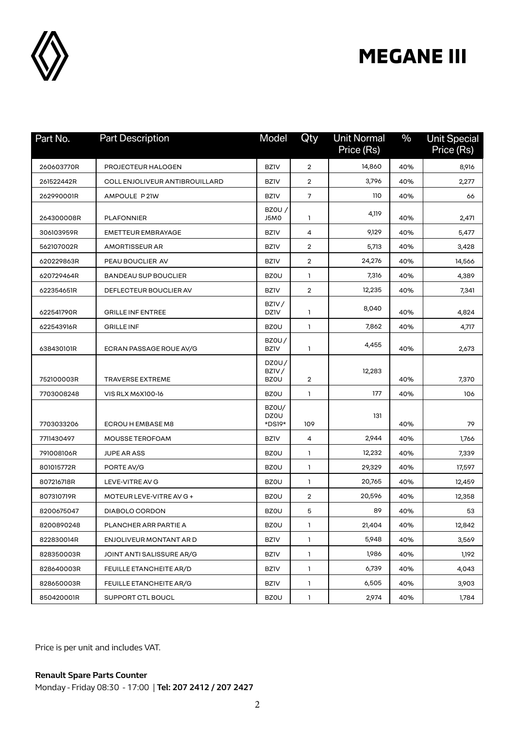# MEGANE III

| Part No. | Part Description | Model | Qty | Unit Normal Price (Rs) | % | Unit Special Price (Rs) |
|---|---|---|---|---|---|---|
| 260603770R | PROJECTEUR HALOGEN | BZ1V | 2 | 14,860 | 40% | 8,916 |
| 261522442R | COLL ENJOLIVEUR ANTIBROUILLARD | BZ1V | 2 | 3,796 | 40% | 2,277 |
| 262990001R | AMPOULE P21W | BZ1V | 7 | 110 | 40% | 66 |
| 264300008R | PLAFONNIER | BZ0U / J5M0 | 1 | 4,119 | 40% | 2,471 |
| 306103959R | EMETTEUR EMBRAYAGE | BZ1V | 4 | 9,129 | 40% | 5,477 |
| 562107002R | AMORTISSEUR AR | BZ1V | 2 | 5,713 | 40% | 3,428 |
| 620229863R | PEAU BOUCLIER AV | BZ1V | 2 | 24,276 | 40% | 14,566 |
| 620729464R | BANDEAU SUP BOUCLIER | BZ0U | 1 | 7,316 | 40% | 4,389 |
| 622354651R | DEFLECTEUR BOUCLIER AV | BZ1V | 2 | 12,235 | 40% | 7,341 |
| 622541790R | GRILLE INF ENTREE | BZ1V / DZ1V | 1 | 8,040 | 40% | 4,824 |
| 622543916R | GRILLE INF | BZ0U | 1 | 7,862 | 40% | 4,717 |
| 638430101R | ECRAN PASSAGE ROUE AV/G | BZ0U / BZ1V | 1 | 4,455 | 40% | 2,673 |
| 752100003R | TRAVERSE EXTREME | DZ0U / BZ1V / BZ0U | 2 | 12,283 | 40% | 7,370 |
| 7703008248 | VIS RLX M6X100-16 | BZ0U | 1 | 177 | 40% | 106 |
| 7703033206 | ECROU H EMBASE M8 | BZ0U/ DZ0U *DS19* | 109 | 131 | 40% | 79 |
| 7711430497 | MOUSSE TEROFOAM | BZ1V | 4 | 2,944 | 40% | 1,766 |
| 791008106R | JUPE AR ASS | BZ0U | 1 | 12,232 | 40% | 7,339 |
| 801015772R | PORTE AV/G | BZ0U | 1 | 29,329 | 40% | 17,597 |
| 807216718R | LEVE-VITRE AV G | BZ0U | 1 | 20,765 | 40% | 12,459 |
| 807310719R | MOTEUR LEVE-VITRE AV G + | BZ0U | 2 | 20,596 | 40% | 12,358 |
| 8200675047 | DIABOLO CORDON | BZ0U | 5 | 89 | 40% | 53 |
| 8200890248 | PLANCHER ARR PARTIE A | BZ0U | 1 | 21,404 | 40% | 12,842 |
| 822830014R | ENJOLIVEUR MONTANT AR D | BZ1V | 1 | 5,948 | 40% | 3,569 |
| 828350003R | JOINT ANTI SALISSURE AR/G | BZ1V | 1 | 1,986 | 40% | 1,192 |
| 828640003R | FEUILLE ETANCHEITE AR/D | BZ1V | 1 | 6,739 | 40% | 4,043 |
| 828650003R | FEUILLE ETANCHEITE AR/G | BZ1V | 1 | 6,505 | 40% | 3,903 |
| 850420001R | SUPPORT CTL BOUCL | BZ0U | 1 | 2,974 | 40% | 1,784 |

Price is per unit and includes VAT.

**Renault Spare Parts Counter**
Monday - Friday 08:30 - 17:00 | **Tel: 207 2412 / 207 2427**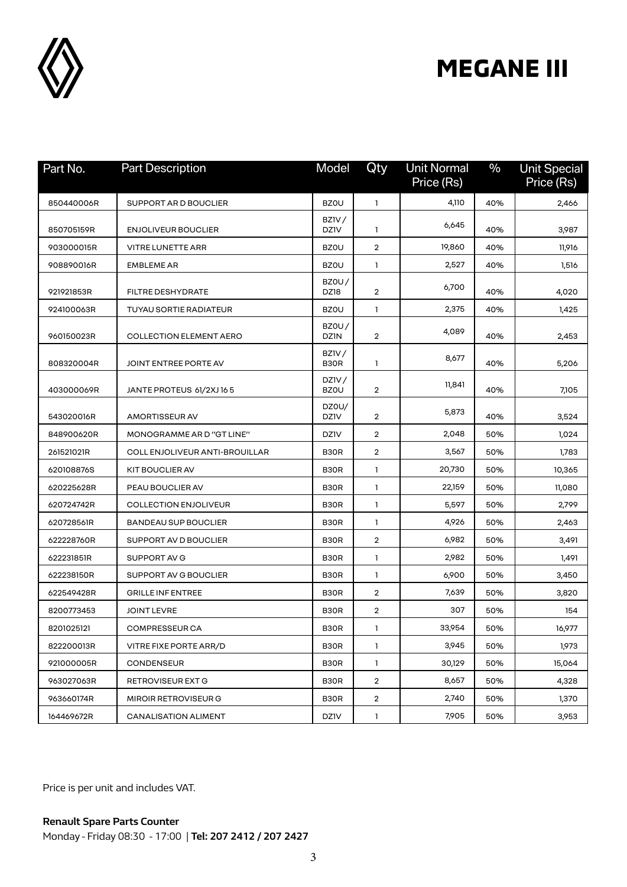# MEGANE III

| Part No. | Part Description | Model | Qty | Unit Normal Price (Rs) | % | Unit Special Price (Rs) |
|---|---|---|---|---|---|---|
| 850440006R | SUPPORT AR D BOUCLIER | BZ0U | 1 | 4,110 | 40% | 2,466 |
| 850705159R | ENJOLIVEUR BOUCLIER | BZ1V / DZ1V | 1 | 6,645 | 40% | 3,987 |
| 903000015R | VITRE LUNETTE ARR | BZ0U | 2 | 19,860 | 40% | 11,916 |
| 908890016R | EMBLEME AR | BZ0U | 1 | 2,527 | 40% | 1,516 |
| 921921853R | FILTRE DESHYDRATE | BZ0U / DZ18 | 2 | 6,700 | 40% | 4,020 |
| 924100063R | TUYAU SORTIE RADIATEUR | BZ0U | 1 | 2,375 | 40% | 1,425 |
| 960150023R | COLLECTION ELEMENT AERO | BZ0U / DZ1N | 2 | 4,089 | 40% | 2,453 |
| 808320004R | JOINT ENTREE PORTE AV | BZ1V / B30R | 1 | 8,677 | 40% | 5,206 |
| 403000069R | JANTE PROTEUS 61/2XJ 16 5 | DZ1V / BZ0U | 2 | 11,841 | 40% | 7,105 |
| 543020016R | AMORTISSEUR AV | DZ0U/ DZ1V | 2 | 5,873 | 40% | 3,524 |
| 848900620R | MONOGRAMME AR D "GT LINE" | DZ1V | 2 | 2,048 | 50% | 1,024 |
| 261521021R | COLL ENJOLIVEUR ANTI-BROUILLAR | B30R | 2 | 3,567 | 50% | 1,783 |
| 620108876S | KIT BOUCLIER AV | B30R | 1 | 20,730 | 50% | 10,365 |
| 620225628R | PEAU BOUCLIER AV | B30R | 1 | 22,159 | 50% | 11,080 |
| 620724742R | COLLECTION ENJOLIVEUR | B30R | 1 | 5,597 | 50% | 2,799 |
| 620728561R | BANDEAU SUP BOUCLIER | B30R | 1 | 4,926 | 50% | 2,463 |
| 622228760R | SUPPORT AV D BOUCLIER | B30R | 2 | 6,982 | 50% | 3,491 |
| 622231851R | SUPPORT AV G | B30R | 1 | 2,982 | 50% | 1,491 |
| 622238150R | SUPPORT AV G BOUCLIER | B30R | 1 | 6,900 | 50% | 3,450 |
| 622549428R | GRILLE INF ENTREE | B30R | 2 | 7,639 | 50% | 3,820 |
| 8200773453 | JOINT LEVRE | B30R | 2 | 307 | 50% | 154 |
| 8201025121 | COMPRESSEUR CA | B30R | 1 | 33,954 | 50% | 16,977 |
| 822200013R | VITRE FIXE PORTE ARR/D | B30R | 1 | 3,945 | 50% | 1,973 |
| 921000005R | CONDENSEUR | B30R | 1 | 30,129 | 50% | 15,064 |
| 963027063R | RETROVISEUR EXT G | B30R | 2 | 8,657 | 50% | 4,328 |
| 963660174R | MIROIR RETROVISEUR G | B30R | 2 | 2,740 | 50% | 1,370 |
| 164469672R | CANALISATION ALIMENT | DZ1V | 1 | 7,905 | 50% | 3,953 |

Price is per unit and includes VAT.

**Renault Spare Parts Counter**

Monday - Friday 08:30 - 17:00 | **Tel: 207 2412 / 207 2427**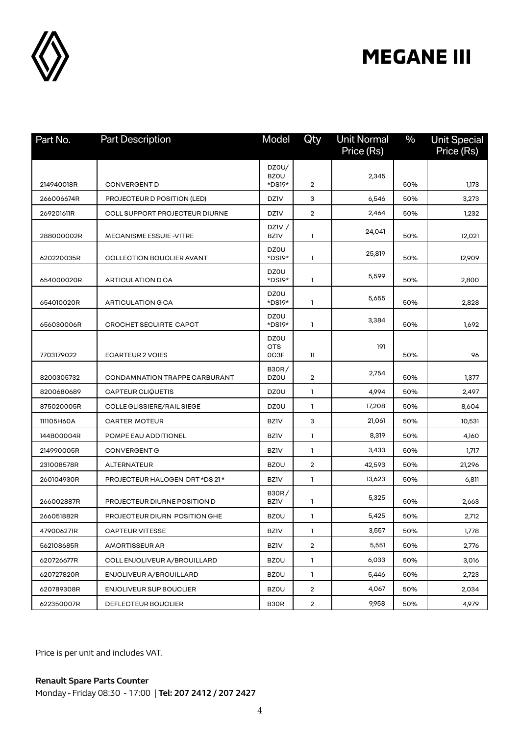# MEGANE III

| Part No. | Part Description | Model | Qty | Unit Normal Price (Rs) | % | Unit Special Price (Rs) |
|---|---|---|---|---|---|---|
| 214940018R | CONVERGENT D | DZ0U/ BZ0U *DS19* | 2 | 2,345 | 50% | 1,173 |
| 266006674R | PROJECTEUR D POSITION (LED) | DZ1V | 3 | 6,546 | 50% | 3,273 |
| 269201611R | COLL SUPPORT PROJECTEUR DIURNE | DZ1V | 2 | 2,464 | 50% | 1,232 |
| 288000002R | MECANISME ESSUIE -VITRE | DZ1V / BZ1V | 1 | 24,041 | 50% | 12,021 |
| 620220035R | COLLECTION BOUCLIER AVANT | DZ0U *DS19* | 1 | 25,819 | 50% | 12,909 |
| 654000020R | ARTICULATION D CA | DZ0U *DS19* | 1 | 5,599 | 50% | 2,800 |
| 654010020R | ARTICULATION G CA | DZ0U *DS19* | 1 | 5,655 | 50% | 2,828 |
| 656030006R | CROCHET SECUIRTE CAPOT | DZ0U *DS19* | 1 | 3,384 | 50% | 1,692 |
| 7703179022 | ECARTEUR 2 VOIES | DZ0U OTS 0C3F | 11 | 191 | 50% | 96 |
| 8200305732 | CONDAMNATION TRAPPE CARBURANT | B30R / DZ0U | 2 | 2,754 | 50% | 1,377 |
| 8200680689 | CAPTEUR CLIQUETIS | DZ0U | 1 | 4,994 | 50% | 2,497 |
| 875020005R | COLLE GLISSIERE/RAIL SIEGE | DZ0U | 1 | 17,208 | 50% | 8,604 |
| 111105H60A | CARTER MOTEUR | BZ1V | 3 | 21,061 | 50% | 10,531 |
| 144B00004R | POMPE EAU ADDITIONEL | BZ1V | 1 | 8,319 | 50% | 4,160 |
| 214990005R | CONVERGENT G | BZ1V | 1 | 3,433 | 50% | 1,717 |
| 231008578R | ALTERNATEUR | BZ0U | 2 | 42,593 | 50% | 21,296 |
| 260104930R | PROJECTEUR HALOGEN DRT *DS 21 * | BZ1V | 1 | 13,623 | 50% | 6,811 |
| 266002887R | PROJECTEUR DIURNE POSITION D | B30R / BZ1V | 1 | 5,325 | 50% | 2,663 |
| 266051882R | PROJECTEUR DIURN POSITION GHE | BZ0U | 1 | 5,425 | 50% | 2,712 |
| 479006271R | CAPTEUR VITESSE | BZ1V | 1 | 3,557 | 50% | 1,778 |
| 562108685R | AMORTISSEUR AR | BZ1V | 2 | 5,551 | 50% | 2,776 |
| 620726677R | COLL ENJOLIVEUR A/BROUILLARD | BZ0U | 1 | 6,033 | 50% | 3,016 |
| 620727820R | ENJOLIVEUR A/BROUILLARD | BZ0U | 1 | 5,446 | 50% | 2,723 |
| 620789308R | ENJOLIVEUR SUP BOUCLIER | BZ0U | 2 | 4,067 | 50% | 2,034 |
| 622350007R | DEFLECTEUR BOUCLIER | B30R | 2 | 9,958 | 50% | 4,979 |

Price is per unit and includes VAT.

**Renault Spare Parts Counter**
Monday - Friday 08:30 - 17:00 | **Tel: 207 2412 / 207 2427**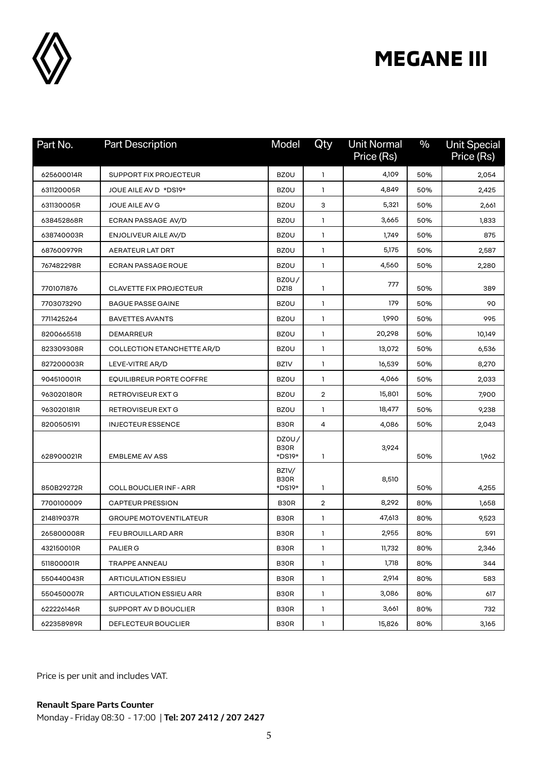# MEGANE III

| Part No. | Part Description | Model | Qty | Unit Normal Price (Rs) | % | Unit Special Price (Rs) |
|---|---|---|---|---|---|---|
| 625600014R | SUPPORT FIX PROJECTEUR | BZ0U | 1 | 4,109 | 50% | 2,054 |
| 631120005R | JOUE AILE AV D *DS19* | BZ0U | 1 | 4,849 | 50% | 2,425 |
| 631130005R | JOUE AILE AV G | BZ0U | 3 | 5,321 | 50% | 2,661 |
| 638452868R | ECRAN PASSAGE AV/D | BZ0U | 1 | 3,665 | 50% | 1,833 |
| 638740003R | ENJOLIVEUR AILE AV/D | BZ0U | 1 | 1,749 | 50% | 875 |
| 687600979R | AERATEUR LAT DRT | BZ0U | 1 | 5,175 | 50% | 2,587 |
| 767482298R | ECRAN PASSAGE ROUE | BZ0U | 1 | 4,560 | 50% | 2,280 |
| 7701071876 | CLAVETTE FIX PROJECTEUR | BZ0U / DZ18 | 1 | 777 | 50% | 389 |
| 7703073290 | BAGUE PASSE GAINE | BZ0U | 1 | 179 | 50% | 90 |
| 7711425264 | BAVETTES AVANTS | BZ0U | 1 | 1,990 | 50% | 995 |
| 8200665518 | DEMARREUR | BZ0U | 1 | 20,298 | 50% | 10,149 |
| 823309308R | COLLECTION ETANCHETTE AR/D | BZ0U | 1 | 13,072 | 50% | 6,536 |
| 827200003R | LEVE-VITRE AR/D | BZ1V | 1 | 16,539 | 50% | 8,270 |
| 904510001R | EQUILIBREUR PORTE COFFRE | BZ0U | 1 | 4,066 | 50% | 2,033 |
| 963020180R | RETROVISEUR EXT G | BZ0U | 2 | 15,801 | 50% | 7,900 |
| 963020181R | RETROVISEUR EXT G | BZ0U | 1 | 18,477 | 50% | 9,238 |
| 8200505191 | INJECTEUR ESSENCE | B30R | 4 | 4,086 | 50% | 2,043 |
| 628900021R | EMBLEME AV ASS | DZ0U / B30R *DS19* | 1 | 3,924 | 50% | 1,962 |
| 850B29272R | COLL BOUCLIER INF - ARR | BZ1V/ B30R *DS19* | 1 | 8,510 | 50% | 4,255 |
| 7700100009 | CAPTEUR PRESSION | B30R | 2 | 8,292 | 80% | 1,658 |
| 214819037R | GROUPE MOTOVENTILATEUR | B30R | 1 | 47,613 | 80% | 9,523 |
| 265800008R | FEU BROUILLARD ARR | B30R | 1 | 2,955 | 80% | 591 |
| 432150010R | PALIER G | B30R | 1 | 11,732 | 80% | 2,346 |
| 511800001R | TRAPPE ANNEAU | B30R | 1 | 1,718 | 80% | 344 |
| 550440043R | ARTICULATION ESSIEU | B30R | 1 | 2,914 | 80% | 583 |
| 550450007R | ARTICULATION ESSIEU ARR | B30R | 1 | 3,086 | 80% | 617 |
| 622226146R | SUPPORT AV D BOUCLIER | B30R | 1 | 3,661 | 80% | 732 |
| 622358989R | DEFLECTEUR BOUCLIER | B30R | 1 | 15,826 | 80% | 3,165 |

Price is per unit and includes VAT.

**Renault Spare Parts Counter**

Monday - Friday 08:30 - 17:00 | **Tel: 207 2412 / 207 2427**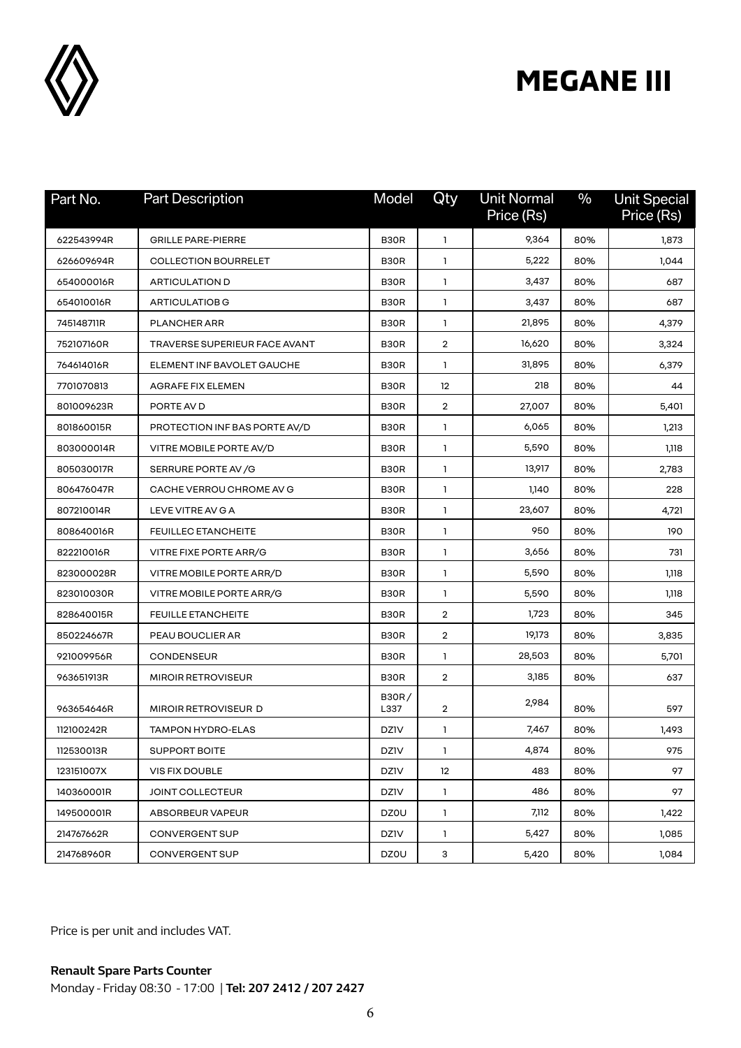# MEGANE III

| Part No. | Part Description | Model | Qty | Unit Normal Price (Rs) | % | Unit Special Price (Rs) |
|---|---|---|---|---|---|---|
| 622543994R | GRILLE PARE-PIERRE | B30R | 1 | 9,364 | 80% | 1,873 |
| 626609694R | COLLECTION BOURRELET | B30R | 1 | 5,222 | 80% | 1,044 |
| 654000016R | ARTICULATION D | B30R | 1 | 3,437 | 80% | 687 |
| 654010016R | ARTICULATIOB G | B30R | 1 | 3,437 | 80% | 687 |
| 745148711R | PLANCHER ARR | B30R | 1 | 21,895 | 80% | 4,379 |
| 752107160R | TRAVERSE SUPERIEUR FACE AVANT | B30R | 2 | 16,620 | 80% | 3,324 |
| 764614016R | ELEMENT INF BAVOLET GAUCHE | B30R | 1 | 31,895 | 80% | 6,379 |
| 7701070813 | AGRAFE FIX ELEMEN | B30R | 12 | 218 | 80% | 44 |
| 801009623R | PORTE AV D | B30R | 2 | 27,007 | 80% | 5,401 |
| 801860015R | PROTECTION INF BAS PORTE AV/D | B30R | 1 | 6,065 | 80% | 1,213 |
| 803000014R | VITRE MOBILE PORTE AV/D | B30R | 1 | 5,590 | 80% | 1,118 |
| 805030017R | SERRURE PORTE AV /G | B30R | 1 | 13,917 | 80% | 2,783 |
| 806476047R | CACHE VERROU CHROME AV G | B30R | 1 | 1,140 | 80% | 228 |
| 807210014R | LEVE VITRE AV G A | B30R | 1 | 23,607 | 80% | 4,721 |
| 808640016R | FEUILLEC ETANCHEITE | B30R | 1 | 950 | 80% | 190 |
| 822210016R | VITRE FIXE PORTE ARR/G | B30R | 1 | 3,656 | 80% | 731 |
| 823000028R | VITRE MOBILE PORTE ARR/D | B30R | 1 | 5,590 | 80% | 1,118 |
| 823010030R | VITRE MOBILE PORTE ARR/G | B30R | 1 | 5,590 | 80% | 1,118 |
| 828640015R | FEUILLE ETANCHEITE | B30R | 2 | 1,723 | 80% | 345 |
| 850224667R | PEAU BOUCLIER AR | B30R | 2 | 19,173 | 80% | 3,835 |
| 921009956R | CONDENSEUR | B30R | 1 | 28,503 | 80% | 5,701 |
| 963651913R | MIROIR RETROVISEUR | B30R | 2 | 3,185 | 80% | 637 |
| 963654646R | MIROIR RETROVISEUR D | B30R / L337 | 2 | 2,984 | 80% | 597 |
| 112100242R | TAMPON HYDRO-ELAS | DZ1V | 1 | 7,467 | 80% | 1,493 |
| 112530013R | SUPPORT BOITE | DZ1V | 1 | 4,874 | 80% | 975 |
| 123151007X | VIS FIX DOUBLE | DZ1V | 12 | 483 | 80% | 97 |
| 140360001R | JOINT COLLECTEUR | DZ1V | 1 | 486 | 80% | 97 |
| 149500001R | ABSORBEUR VAPEUR | DZ0U | 1 | 7,112 | 80% | 1,422 |
| 214767662R | CONVERGENT SUP | DZ1V | 1 | 5,427 | 80% | 1,085 |
| 214768960R | CONVERGENT SUP | DZ0U | 3 | 5,420 | 80% | 1,084 |

Price is per unit and includes VAT.

**Renault Spare Parts Counter**

Monday - Friday 08:30 - 17:00 | **Tel: 207 2412 / 207 2427**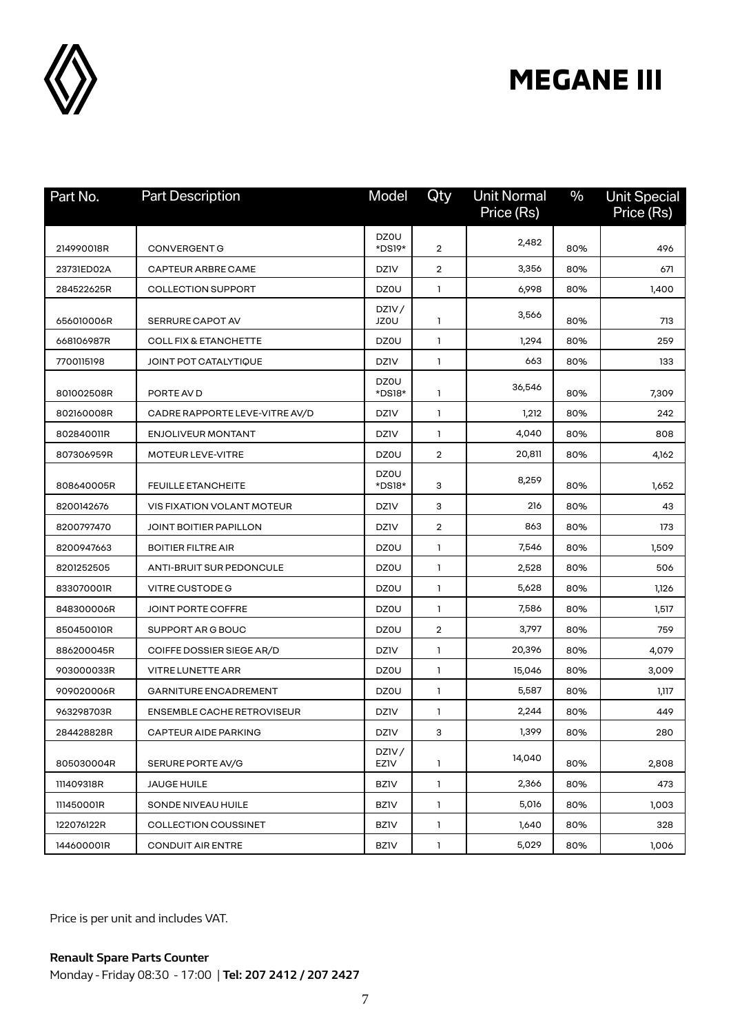# MEGANE III

| Part No. | Part Description | Model | Qty | Unit Normal Price (Rs) | % | Unit Special Price (Rs) |
|---|---|---|---|---|---|---|
| 214990018R | CONVERGENT G | DZ0U *DS19* | 2 | 2,482 | 80% | 496 |
| 23731ED02A | CAPTEUR ARBRE CAME | DZ1V | 2 | 3,356 | 80% | 671 |
| 284522625R | COLLECTION SUPPORT | DZ0U | 1 | 6,998 | 80% | 1,400 |
| 656010006R | SERRURE CAPOT AV | DZ1V / JZ0U | 1 | 3,566 | 80% | 713 |
| 668106987R | COLL FIX & ETANCHETTE | DZ0U | 1 | 1,294 | 80% | 259 |
| 7700115198 | JOINT POT CATALYTIQUE | DZ1V | 1 | 663 | 80% | 133 |
| 801002508R | PORTE AV D | DZ0U *DS18* | 1 | 36,546 | 80% | 7,309 |
| 802160008R | CADRE RAPPORTE LEVE-VITRE AV/D | DZ1V | 1 | 1,212 | 80% | 242 |
| 802840011R | ENJOLIVEUR MONTANT | DZ1V | 1 | 4,040 | 80% | 808 |
| 807306959R | MOTEUR LEVE-VITRE | DZ0U | 2 | 20,811 | 80% | 4,162 |
| 808640005R | FEUILLE ETANCHEITE | DZ0U *DS18* | 3 | 8,259 | 80% | 1,652 |
| 8200142676 | VIS FIXATION VOLANT MOTEUR | DZ1V | 3 | 216 | 80% | 43 |
| 8200797470 | JOINT BOITIER PAPILLON | DZ1V | 2 | 863 | 80% | 173 |
| 8200947663 | BOITIER FILTRE AIR | DZ0U | 1 | 7,546 | 80% | 1,509 |
| 8201252505 | ANTI-BRUIT SUR PEDONCULE | DZ0U | 1 | 2,528 | 80% | 506 |
| 833070001R | VITRE CUSTODE G | DZ0U | 1 | 5,628 | 80% | 1,126 |
| 848300006R | JOINT PORTE COFFRE | DZ0U | 1 | 7,586 | 80% | 1,517 |
| 850450010R | SUPPORT AR G BOUC | DZ0U | 2 | 3,797 | 80% | 759 |
| 886200045R | COIFFE DOSSIER SIEGE AR/D | DZ1V | 1 | 20,396 | 80% | 4,079 |
| 903000033R | VITRE LUNETTE ARR | DZ0U | 1 | 15,046 | 80% | 3,009 |
| 909020006R | GARNITURE ENCADREMENT | DZ0U | 1 | 5,587 | 80% | 1,117 |
| 963298703R | ENSEMBLE CACHE RETROVISEUR | DZ1V | 1 | 2,244 | 80% | 449 |
| 284428828R | CAPTEUR AIDE PARKING | DZ1V | 3 | 1,399 | 80% | 280 |
| 805030004R | SERURE PORTE AV/G | DZ1V / EZ1V | 1 | 14,040 | 80% | 2,808 |
| 111409318R | JAUGE HUILE | BZ1V | 1 | 2,366 | 80% | 473 |
| 111450001R | SONDE NIVEAU HUILE | BZ1V | 1 | 5,016 | 80% | 1,003 |
| 122076122R | COLLECTION COUSSINET | BZ1V | 1 | 1,640 | 80% | 328 |
| 144600001R | CONDUIT AIR ENTRE | BZ1V | 1 | 5,029 | 80% | 1,006 |

Price is per unit and includes VAT.

**Renault Spare Parts Counter**

Monday - Friday 08:30 - 17:00 | **Tel: 207 2412 / 207 2427**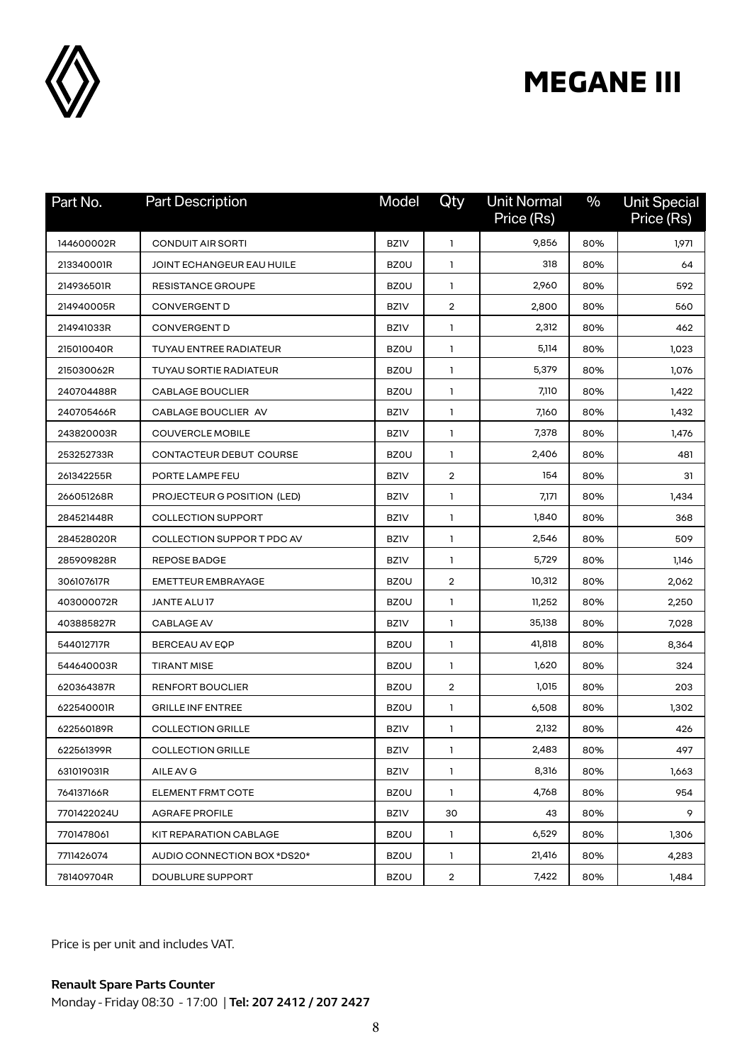# MEGANE III

| Part No. | Part Description | Model | Qty | Unit Normal Price (Rs) | % | Unit Special Price (Rs) |
|---|---|---|---|---|---|---|
| 144600002R | CONDUIT AIR SORTI | BZ1V | 1 | 9,856 | 80% | 1,971 |
| 213340001R | JOINT ECHANGEUR EAU HUILE | BZ0U | 1 | 318 | 80% | 64 |
| 214936501R | RESISTANCE GROUPE | BZ0U | 1 | 2,960 | 80% | 592 |
| 214940005R | CONVERGENT D | BZ1V | 2 | 2,800 | 80% | 560 |
| 214941033R | CONVERGENT D | BZ1V | 1 | 2,312 | 80% | 462 |
| 215010040R | TUYAU ENTREE RADIATEUR | BZ0U | 1 | 5,114 | 80% | 1,023 |
| 215030062R | TUYAU SORTIE RADIATEUR | BZ0U | 1 | 5,379 | 80% | 1,076 |
| 240704488R | CABLAGE BOUCLIER | BZ0U | 1 | 7,110 | 80% | 1,422 |
| 240705466R | CABLAGE BOUCLIER AV | BZ1V | 1 | 7,160 | 80% | 1,432 |
| 243820003R | COUVERCLE MOBILE | BZ1V | 1 | 7,378 | 80% | 1,476 |
| 253252733R | CONTACTEUR DEBUT COURSE | BZ0U | 1 | 2,406 | 80% | 481 |
| 261342255R | PORTE LAMPE FEU | BZ1V | 2 | 154 | 80% | 31 |
| 266051268R | PROJECTEUR G POSITION (LED) | BZ1V | 1 | 7,171 | 80% | 1,434 |
| 284521448R | COLLECTION SUPPORT | BZ1V | 1 | 1,840 | 80% | 368 |
| 284528020R | COLLECTION SUPPOR T PDC AV | BZ1V | 1 | 2,546 | 80% | 509 |
| 285909828R | REPOSE BADGE | BZ1V | 1 | 5,729 | 80% | 1,146 |
| 306107617R | EMETTEUR EMBRAYAGE | BZ0U | 2 | 10,312 | 80% | 2,062 |
| 403000072R | JANTE ALU 17 | BZ0U | 1 | 11,252 | 80% | 2,250 |
| 403885827R | CABLAGE AV | BZ1V | 1 | 35,138 | 80% | 7,028 |
| 544012717R | BERCEAU AV EQP | BZ0U | 1 | 41,818 | 80% | 8,364 |
| 544640003R | TIRANT MISE | BZ0U | 1 | 1,620 | 80% | 324 |
| 620364387R | RENFORT BOUCLIER | BZ0U | 2 | 1,015 | 80% | 203 |
| 622540001R | GRILLE INF ENTREE | BZ0U | 1 | 6,508 | 80% | 1,302 |
| 622560189R | COLLECTION GRILLE | BZ1V | 1 | 2,132 | 80% | 426 |
| 622561399R | COLLECTION GRILLE | BZ1V | 1 | 2,483 | 80% | 497 |
| 631019031R | AILE AV G | BZ1V | 1 | 8,316 | 80% | 1,663 |
| 764137166R | ELEMENT FRMT COTE | BZ0U | 1 | 4,768 | 80% | 954 |
| 7701422024U | AGRAFE PROFILE | BZ1V | 30 | 43 | 80% | 9 |
| 7701478061 | KIT REPARATION CABLAGE | BZ0U | 1 | 6,529 | 80% | 1,306 |
| 7711426074 | AUDIO CONNECTION BOX *DS20* | BZ0U | 1 | 21,416 | 80% | 4,283 |
| 781409704R | DOUBLURE SUPPORT | BZ0U | 2 | 7,422 | 80% | 1,484 |

Price is per unit and includes VAT.

**Renault Spare Parts Counter**
Monday - Friday 08:30 - 17:00 | **Tel: 207 2412 / 207 2427**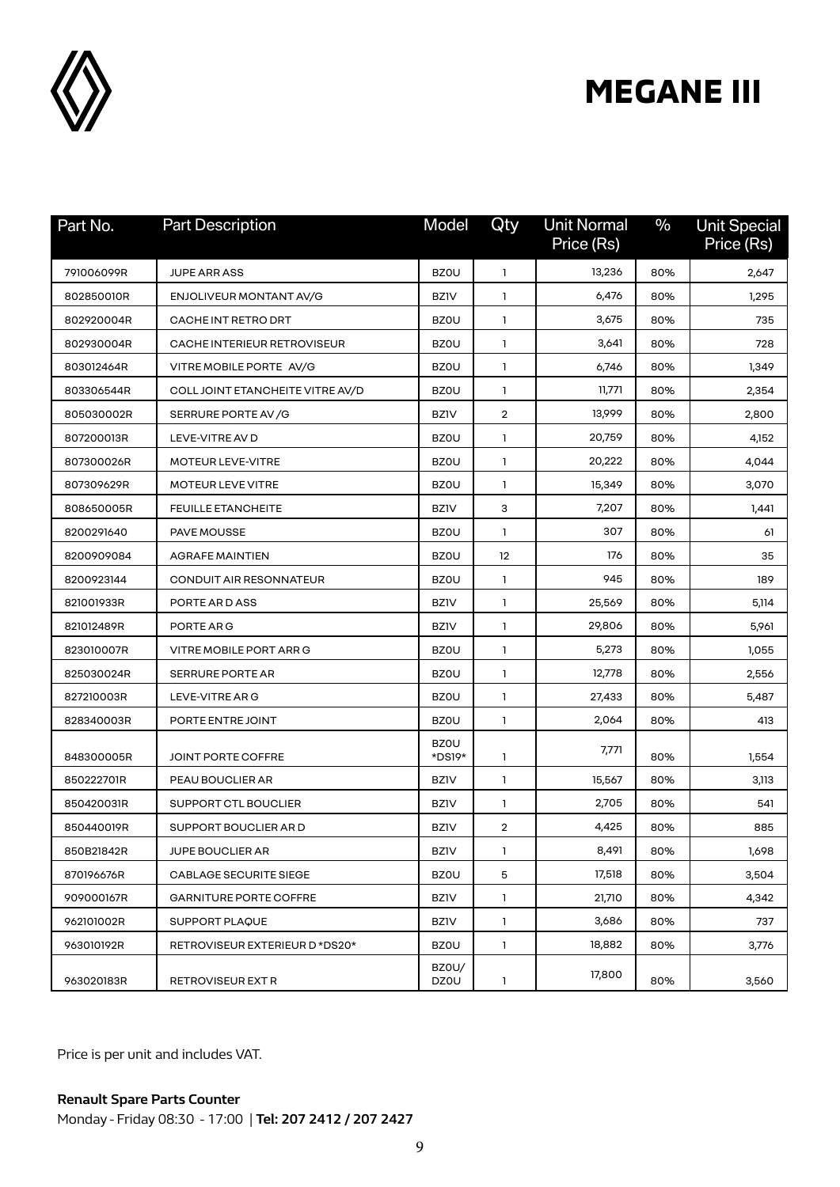# MEGANE III

| Part No. | Part Description | Model | Qty | Unit Normal Price (Rs) | % | Unit Special Price (Rs) |
|---|---|---|---|---|---|---|
| 791006099R | JUPE ARR ASS | BZ0U | 1 | 13,236 | 80% | 2,647 |
| 802850010R | ENJOLIVEUR MONTANT AV/G | BZ1V | 1 | 6,476 | 80% | 1,295 |
| 802920004R | CACHE INT RETRO DRT | BZ0U | 1 | 3,675 | 80% | 735 |
| 802930004R | CACHE INTERIEUR RETROVISEUR | BZ0U | 1 | 3,641 | 80% | 728 |
| 803012464R | VITRE MOBILE PORTE AV/G | BZ0U | 1 | 6,746 | 80% | 1,349 |
| 803306544R | COLL JOINT ETANCHEITE VITRE AV/D | BZ0U | 1 | 11,771 | 80% | 2,354 |
| 805030002R | SERRURE PORTE AV /G | BZ1V | 2 | 13,999 | 80% | 2,800 |
| 807200013R | LEVE-VITRE AV D | BZ0U | 1 | 20,759 | 80% | 4,152 |
| 807300026R | MOTEUR LEVE-VITRE | BZ0U | 1 | 20,222 | 80% | 4,044 |
| 807309629R | MOTEUR LEVE VITRE | BZ0U | 1 | 15,349 | 80% | 3,070 |
| 808650005R | FEUILLE ETANCHEITE | BZ1V | 3 | 7,207 | 80% | 1,441 |
| 8200291640 | PAVE MOUSSE | BZ0U | 1 | 307 | 80% | 61 |
| 8200909084 | AGRAFE MAINTIEN | BZ0U | 12 | 176 | 80% | 35 |
| 8200923144 | CONDUIT AIR RESONNATEUR | BZ0U | 1 | 945 | 80% | 189 |
| 821001933R | PORTE AR D ASS | BZ1V | 1 | 25,569 | 80% | 5,114 |
| 821012489R | PORTE AR G | BZ1V | 1 | 29,806 | 80% | 5,961 |
| 823010007R | VITRE MOBILE PORT ARR G | BZ0U | 1 | 5,273 | 80% | 1,055 |
| 825030024R | SERRURE PORTE AR | BZ0U | 1 | 12,778 | 80% | 2,556 |
| 827210003R | LEVE-VITRE AR G | BZ0U | 1 | 27,433 | 80% | 5,487 |
| 828340003R | PORTE ENTRE JOINT | BZ0U | 1 | 2,064 | 80% | 413 |
| 848300005R | JOINT PORTE COFFRE | BZ0U *DS19* | 1 | 7,771 | 80% | 1,554 |
| 850222701R | PEAU BOUCLIER AR | BZ1V | 1 | 15,567 | 80% | 3,113 |
| 850420031R | SUPPORT CTL BOUCLIER | BZ1V | 1 | 2,705 | 80% | 541 |
| 850440019R | SUPPORT BOUCLIER AR D | BZ1V | 2 | 4,425 | 80% | 885 |
| 850B21842R | JUPE BOUCLIER AR | BZ1V | 1 | 8,491 | 80% | 1,698 |
| 870196676R | CABLAGE SECURITE SIEGE | BZ0U | 5 | 17,518 | 80% | 3,504 |
| 909000167R | GARNITURE PORTE COFFRE | BZ1V | 1 | 21,710 | 80% | 4,342 |
| 962101002R | SUPPORT PLAQUE | BZ1V | 1 | 3,686 | 80% | 737 |
| 963010192R | RETROVISEUR EXTERIEUR D *DS20* | BZ0U | 1 | 18,882 | 80% | 3,776 |
| 963020183R | RETROVISEUR EXT R | BZ0U/ DZ0U | 1 | 17,800 | 80% | 3,560 |

Price is per unit and includes VAT.

**Renault Spare Parts Counter**
Monday - Friday 08:30 - 17:00 | **Tel: 207 2412 / 207 2427**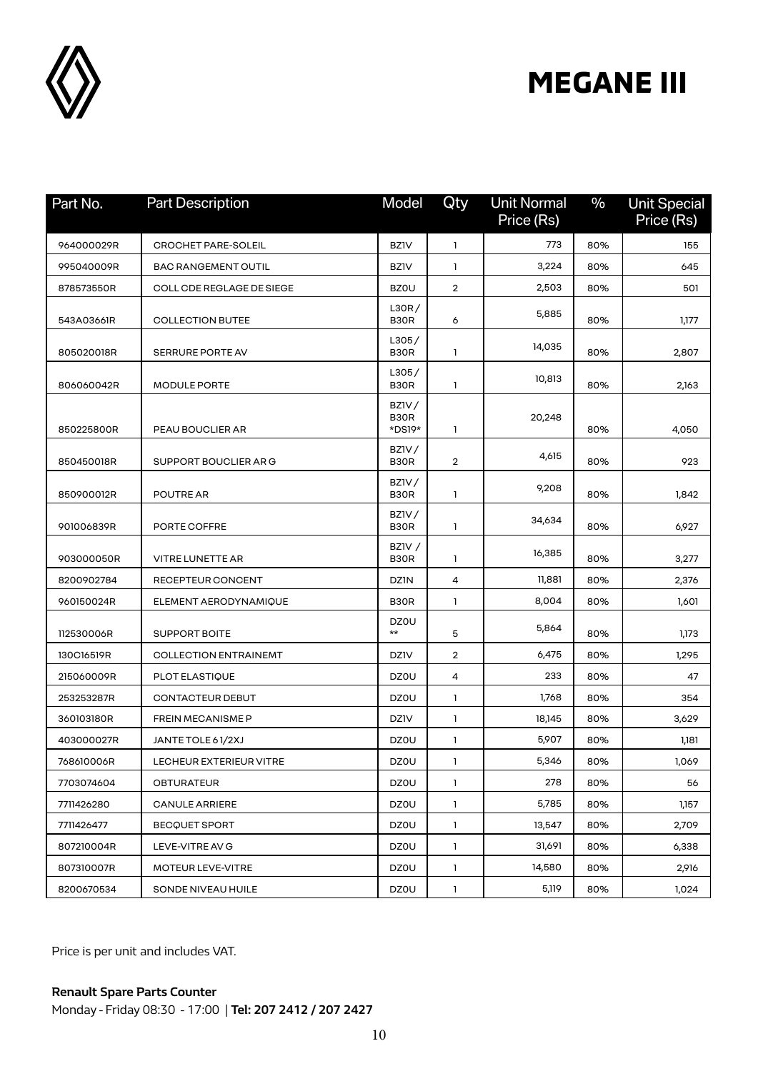# MEGANE III

| Part No. | Part Description | Model | Qty | Unit Normal Price (Rs) | % | Unit Special Price (Rs) |
|---|---|---|---|---|---|---|
| 964000029R | CROCHET PARE-SOLEIL | BZ1V | 1 | 773 | 80% | 155 |
| 995040009R | BAC RANGEMENT OUTIL | BZ1V | 1 | 3,224 | 80% | 645 |
| 878573550R | COLL CDE REGLAGE DE SIEGE | BZ0U | 2 | 2,503 | 80% | 501 |
| 543A03661R | COLLECTION BUTEE | L30R / B30R | 6 | 5,885 | 80% | 1,177 |
| 805020018R | SERRURE PORTE AV | L305 / B30R | 1 | 14,035 | 80% | 2,807 |
| 806060042R | MODULE PORTE | L305 / B30R | 1 | 10,813 | 80% | 2,163 |
| 850225800R | PEAU BOUCLIER AR | BZ1V / B30R *DS19* | 1 | 20,248 | 80% | 4,050 |
| 850450018R | SUPPORT BOUCLIER AR G | BZ1V / B30R | 2 | 4,615 | 80% | 923 |
| 850900012R | POUTRE AR | BZ1V / B30R | 1 | 9,208 | 80% | 1,842 |
| 901006839R | PORTE COFFRE | BZ1V / B30R | 1 | 34,634 | 80% | 6,927 |
| 903000050R | VITRE LUNETTE AR | BZ1V / B30R | 1 | 16,385 | 80% | 3,277 |
| 8200902784 | RECEPTEUR CONCENT | DZ1N | 4 | 11,881 | 80% | 2,376 |
| 960150024R | ELEMENT AERODYNAMIQUE | B30R | 1 | 8,004 | 80% | 1,601 |
| 112530006R | SUPPORT BOITE | DZ0U ** | 5 | 5,864 | 80% | 1,173 |
| 130C16519R | COLLECTION ENTRAINEMT | DZ1V | 2 | 6,475 | 80% | 1,295 |
| 215060009R | PLOT ELASTIQUE | DZ0U | 4 | 233 | 80% | 47 |
| 253253287R | CONTACTEUR DEBUT | DZ0U | 1 | 1,768 | 80% | 354 |
| 360103180R | FREIN MECANISME P | DZ1V | 1 | 18,145 | 80% | 3,629 |
| 403000027R | JANTE TOLE 6 1/2XJ | DZ0U | 1 | 5,907 | 80% | 1,181 |
| 768610006R | LECHEUR EXTERIEUR VITRE | DZ0U | 1 | 5,346 | 80% | 1,069 |
| 7703074604 | OBTURATEUR | DZ0U | 1 | 278 | 80% | 56 |
| 7711426280 | CANULE ARRIERE | DZ0U | 1 | 5,785 | 80% | 1,157 |
| 7711426477 | BECQUET SPORT | DZ0U | 1 | 13,547 | 80% | 2,709 |
| 807210004R | LEVE-VITRE AV G | DZ0U | 1 | 31,691 | 80% | 6,338 |
| 807310007R | MOTEUR LEVE-VITRE | DZ0U | 1 | 14,580 | 80% | 2,916 |
| 8200670534 | SONDE NIVEAU HUILE | DZ0U | 1 | 5,119 | 80% | 1,024 |

Price is per unit and includes VAT.

**Renault Spare Parts Counter**

Monday - Friday 08:30 - 17:00 | **Tel: 207 2412 / 207 2427**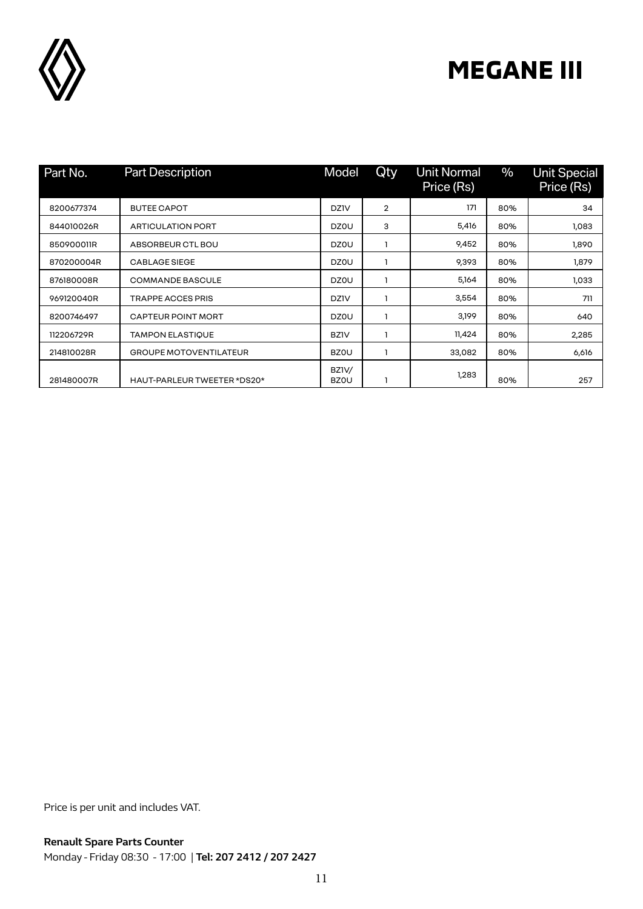# MEGANE III

| Part No. | Part Description | Model | Qty | Unit Normal Price (Rs) | % | Unit Special Price (Rs) |
|---|---|---|---|---|---|---|
| 8200677374 | BUTEE CAPOT | DZ1V | 2 | 171 | 80% | 34 |
| 844010026R | ARTICULATION PORT | DZ0U | 3 | 5,416 | 80% | 1,083 |
| 850900011R | ABSORBEUR CTL BOU | DZ0U | 1 | 9,452 | 80% | 1,890 |
| 870200004R | CABLAGE SIEGE | DZ0U | 1 | 9,393 | 80% | 1,879 |
| 876180008R | COMMANDE BASCULE | DZ0U | 1 | 5,164 | 80% | 1,033 |
| 969120040R | TRAPPE ACCES PRIS | DZ1V | 1 | 3,554 | 80% | 711 |
| 8200746497 | CAPTEUR POINT MORT | DZ0U | 1 | 3,199 | 80% | 640 |
| 112206729R | TAMPON ELASTIQUE | BZ1V | 1 | 11,424 | 80% | 2,285 |
| 214810028R | GROUPE MOTOVENTILATEUR | BZ0U | 1 | 33,082 | 80% | 6,616 |
| 281480007R | HAUT-PARLEUR TWEETER *DS20* | BZ1V/ BZ0U | 1 | 1,283 | 80% | 257 |

Price is per unit and includes VAT.

**Renault Spare Parts Counter**
Monday - Friday 08:30 - 17:00 | **Tel: 207 2412 / 207 2427**